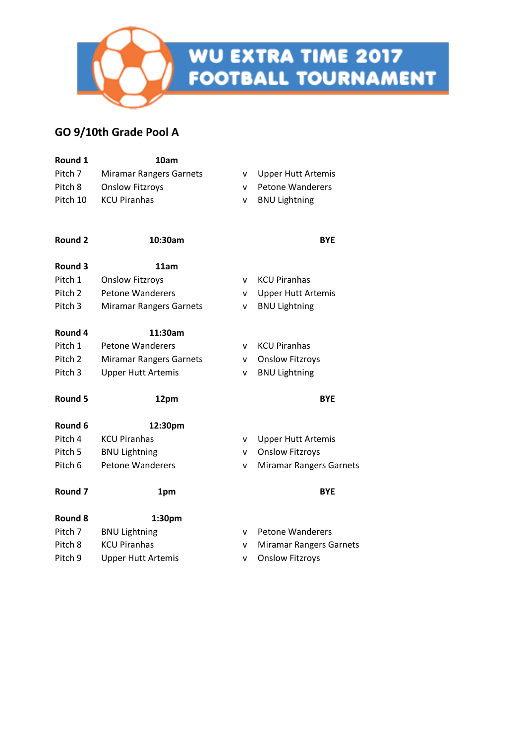# WU EXTRA TIME 2017 FOOTBALL TOURNAMENT

## GO 9/10th Grade Pool A

| **Round 1** | **10am** | | |
|---|---|---|---|
| Pitch 7 | Miramar Rangers Garnets | v | Upper Hutt Artemis |
| Pitch 8 | Onslow Fitzroys | v | Petone Wanderers |
| Pitch 10 | KCU Piranhas | v | BNU Lightning |
| | | | |
| **Round 2** | **10:30am** | | **BYE** |
| | | | |
| **Round 3** | **11am** | | |
| Pitch 1 | Onslow Fitzroys | v | KCU Piranhas |
| Pitch 2 | Petone Wanderers | v | Upper Hutt Artemis |
| Pitch 3 | Miramar Rangers Garnets | v | BNU Lightning |
| | | | |
| **Round 4** | **11:30am** | | |
| Pitch 1 | Petone Wanderers | v | KCU Piranhas |
| Pitch 2 | Miramar Rangers Garnets | v | Onslow Fitzroys |
| Pitch 3 | Upper Hutt Artemis | v | BNU Lightning |
| | | | |
| **Round 5** | **12pm** | | **BYE** |
| | | | |
| **Round 6** | **12:30pm** | | |
| Pitch 4 | KCU Piranhas | v | Upper Hutt Artemis |
| Pitch 5 | BNU Lightning | v | Onslow Fitzroys |
| Pitch 6 | Petone Wanderers | v | Miramar Rangers Garnets |
| | | | |
| **Round 7** | **1pm** | | **BYE** |
| | | | |
| **Round 8** | **1:30pm** | | |
| Pitch 7 | BNU Lightning | v | Petone Wanderers |
| Pitch 8 | KCU Piranhas | v | Miramar Rangers Garnets |
| Pitch 9 | Upper Hutt Artemis | v | Onslow Fitzroys |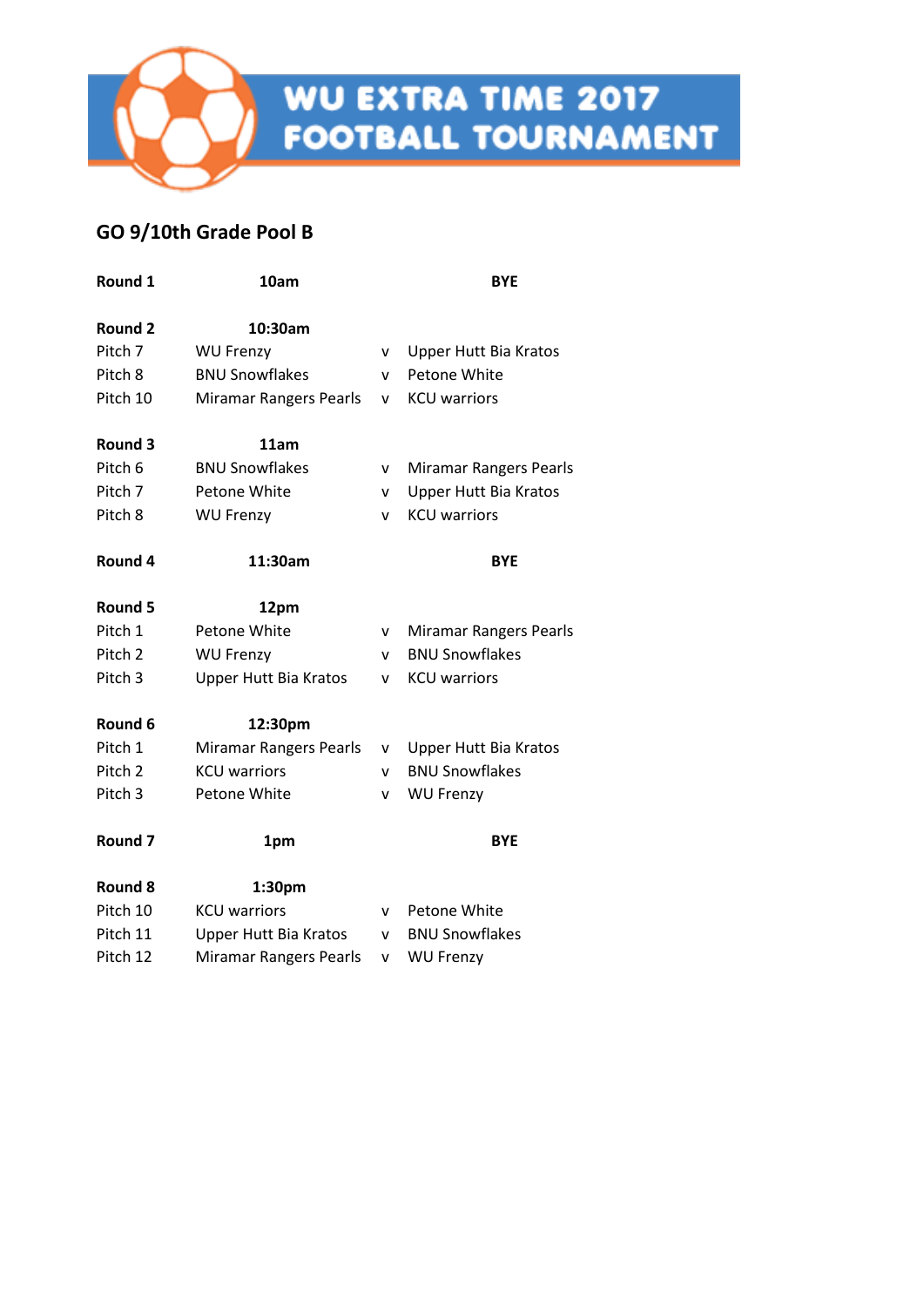# WU EXTRA TIME 2017 FOOTBALL TOURNAMENT

## GO 9/10th Grade Pool B

| | | | |
|---|---|---|---|
| **Round 1** | **10am** | | **BYE** |
| | | | |
| **Round 2** | **10:30am** | | |
| Pitch 7 | WU Frenzy | v | Upper Hutt Bia Kratos |
| Pitch 8 | BNU Snowflakes | v | Petone White |
| Pitch 10 | Miramar Rangers Pearls | v | KCU warriors |
| | | | |
| **Round 3** | **11am** | | |
| Pitch 6 | BNU Snowflakes | v | Miramar Rangers Pearls |
| Pitch 7 | Petone White | v | Upper Hutt Bia Kratos |
| Pitch 8 | WU Frenzy | v | KCU warriors |
| | | | |
| **Round 4** | **11:30am** | | **BYE** |
| | | | |
| **Round 5** | **12pm** | | |
| Pitch 1 | Petone White | v | Miramar Rangers Pearls |
| Pitch 2 | WU Frenzy | v | BNU Snowflakes |
| Pitch 3 | Upper Hutt Bia Kratos | v | KCU warriors |
| | | | |
| **Round 6** | **12:30pm** | | |
| Pitch 1 | Miramar Rangers Pearls | v | Upper Hutt Bia Kratos |
| Pitch 2 | KCU warriors | v | BNU Snowflakes |
| Pitch 3 | Petone White | v | WU Frenzy |
| | | | |
| **Round 7** | **1pm** | | **BYE** |
| | | | |
| **Round 8** | **1:30pm** | | |
| Pitch 10 | KCU warriors | v | Petone White |
| Pitch 11 | Upper Hutt Bia Kratos | v | BNU Snowflakes |
| Pitch 12 | Miramar Rangers Pearls | v | WU Frenzy |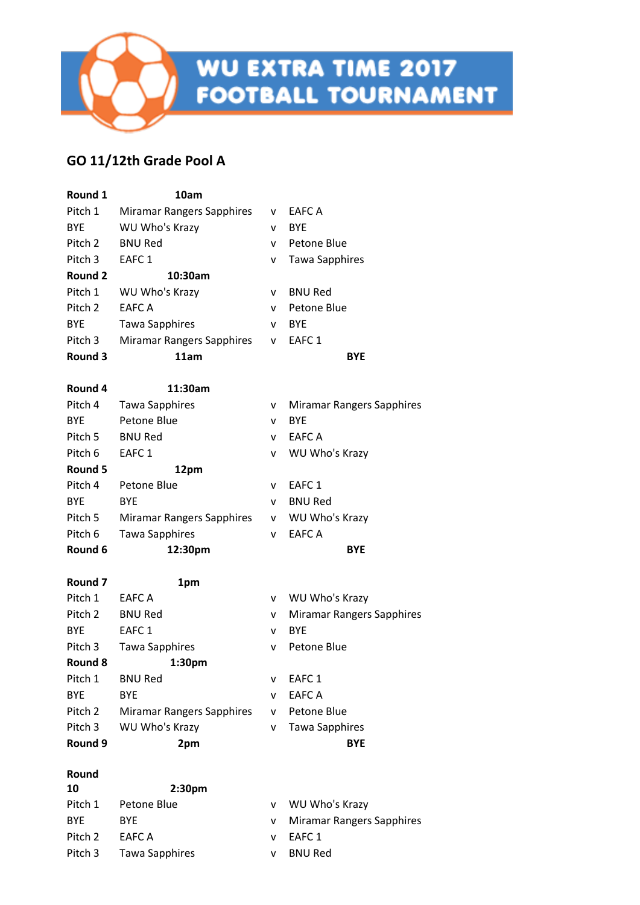# WU EXTRA TIME 2017 FOOTBALL TOURNAMENT

## GO 11/12th Grade Pool A

| **Round 1** | **10am** | | |
|---|---|---|---|
| Pitch 1 | Miramar Rangers Sapphires | v | EAFC A |
| BYE | WU Who's Krazy | v | BYE |
| Pitch 2 | BNU Red | v | Petone Blue |
| Pitch 3 | EAFC 1 | v | Tawa Sapphires |
| **Round 2** | **10:30am** | | |
| Pitch 1 | WU Who's Krazy | v | BNU Red |
| Pitch 2 | EAFC A | v | Petone Blue |
| BYE | Tawa Sapphires | v | BYE |
| Pitch 3 | Miramar Rangers Sapphires | v | EAFC 1 |
| **Round 3** | **11am** | | **BYE** |
| | | | |
| **Round 4** | **11:30am** | | |
| Pitch 4 | Tawa Sapphires | v | Miramar Rangers Sapphires |
| BYE | Petone Blue | v | BYE |
| Pitch 5 | BNU Red | v | EAFC A |
| Pitch 6 | EAFC 1 | v | WU Who's Krazy |
| **Round 5** | **12pm** | | |
| Pitch 4 | Petone Blue | v | EAFC 1 |
| BYE | BYE | v | BNU Red |
| Pitch 5 | Miramar Rangers Sapphires | v | WU Who's Krazy |
| Pitch 6 | Tawa Sapphires | v | EAFC A |
| **Round 6** | **12:30pm** | | **BYE** |
| | | | |
| **Round 7** | **1pm** | | |
| Pitch 1 | EAFC A | v | WU Who's Krazy |
| Pitch 2 | BNU Red | v | Miramar Rangers Sapphires |
| BYE | EAFC 1 | v | BYE |
| Pitch 3 | Tawa Sapphires | v | Petone Blue |
| **Round 8** | **1:30pm** | | |
| Pitch 1 | BNU Red | v | EAFC 1 |
| BYE | BYE | v | EAFC A |
| Pitch 2 | Miramar Rangers Sapphires | v | Petone Blue |
| Pitch 3 | WU Who's Krazy | v | Tawa Sapphires |
| **Round 9** | **2pm** | | **BYE** |
| | | | |
| **Round 10** | **2:30pm** | | |
| Pitch 1 | Petone Blue | v | WU Who's Krazy |
| BYE | BYE | v | Miramar Rangers Sapphires |
| Pitch 2 | EAFC A | v | EAFC 1 |
| Pitch 3 | Tawa Sapphires | v | BNU Red |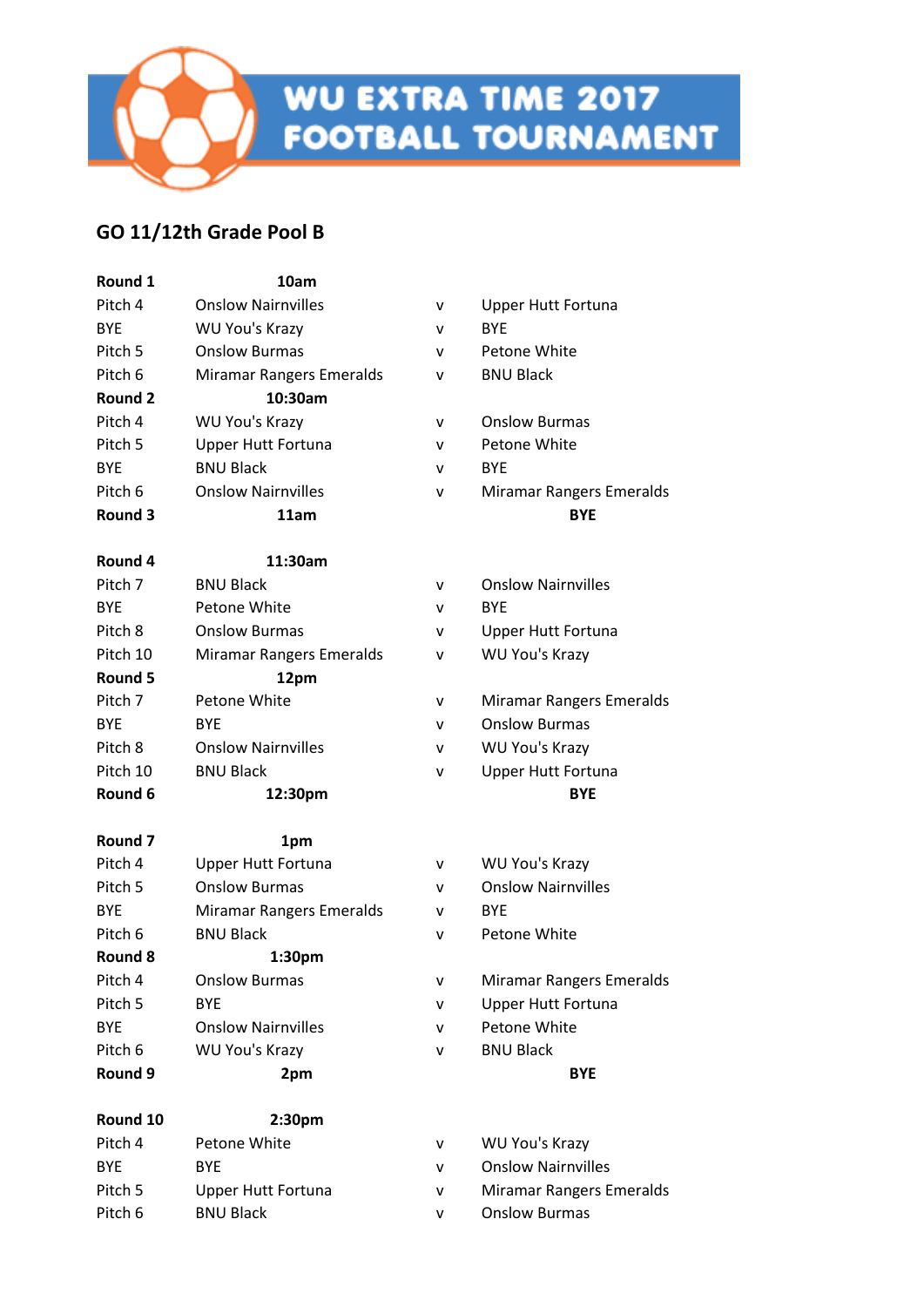# WU EXTRA TIME 2017 FOOTBALL TOURNAMENT

## GO 11/12th Grade Pool B

| | | | |
|---|---|---|---|
| **Round 1** | **10am** | | |
| Pitch 4 | Onslow Nairnvilles | v | Upper Hutt Fortuna |
| BYE | WU You's Krazy | v | BYE |
| Pitch 5 | Onslow Burmas | v | Petone White |
| Pitch 6 | Miramar Rangers Emeralds | v | BNU Black |
| **Round 2** | **10:30am** | | |
| Pitch 4 | WU You's Krazy | v | Onslow Burmas |
| Pitch 5 | Upper Hutt Fortuna | v | Petone White |
| BYE | BNU Black | v | BYE |
| Pitch 6 | Onslow Nairnvilles | v | Miramar Rangers Emeralds |
| **Round 3** | **11am** | | **BYE** |
| | | | |
| **Round 4** | **11:30am** | | |
| Pitch 7 | BNU Black | v | Onslow Nairnvilles |
| BYE | Petone White | v | BYE |
| Pitch 8 | Onslow Burmas | v | Upper Hutt Fortuna |
| Pitch 10 | Miramar Rangers Emeralds | v | WU You's Krazy |
| **Round 5** | **12pm** | | |
| Pitch 7 | Petone White | v | Miramar Rangers Emeralds |
| BYE | BYE | v | Onslow Burmas |
| Pitch 8 | Onslow Nairnvilles | v | WU You's Krazy |
| Pitch 10 | BNU Black | v | Upper Hutt Fortuna |
| **Round 6** | **12:30pm** | | **BYE** |
| | | | |
| **Round 7** | **1pm** | | |
| Pitch 4 | Upper Hutt Fortuna | v | WU You's Krazy |
| Pitch 5 | Onslow Burmas | v | Onslow Nairnvilles |
| BYE | Miramar Rangers Emeralds | v | BYE |
| Pitch 6 | BNU Black | v | Petone White |
| **Round 8** | **1:30pm** | | |
| Pitch 4 | Onslow Burmas | v | Miramar Rangers Emeralds |
| Pitch 5 | BYE | v | Upper Hutt Fortuna |
| BYE | Onslow Nairnvilles | v | Petone White |
| Pitch 6 | WU You's Krazy | v | BNU Black |
| **Round 9** | **2pm** | | **BYE** |
| | | | |
| **Round 10** | **2:30pm** | | |
| Pitch 4 | Petone White | v | WU You's Krazy |
| BYE | BYE | v | Onslow Nairnvilles |
| Pitch 5 | Upper Hutt Fortuna | v | Miramar Rangers Emeralds |
| Pitch 6 | BNU Black | v | Onslow Burmas |